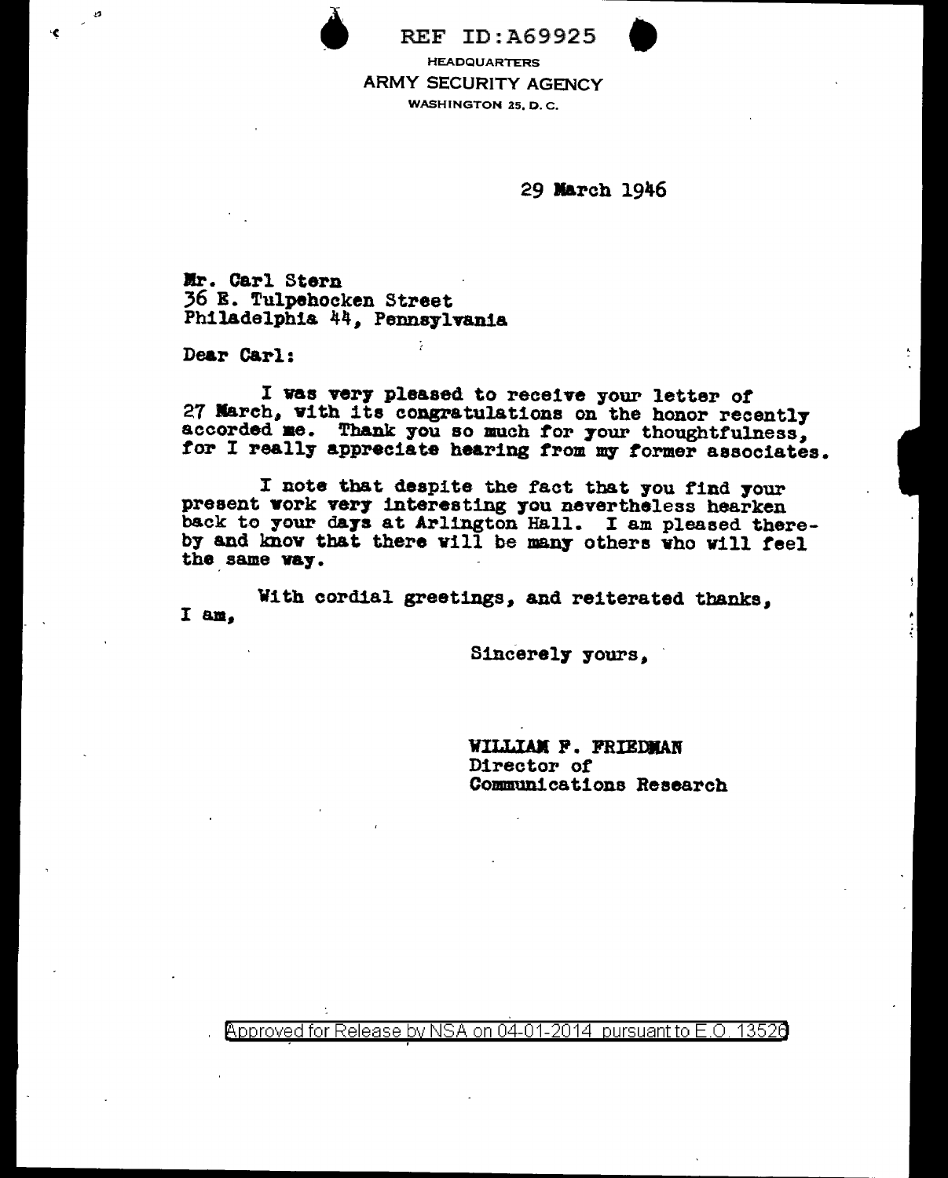REF ID:A69925

HEADQUARTERS
ARMY SECURITY AGENCY
WASHINGTON 25, D. C.

29 March 1946

Mr. Carl Stern
36 E. Tulpehocken Street
Philadelphia 44, Pennsylvania

Dear Carl:

I was very pleased to receive your letter of 27 March, with its congratulations on the honor recently accorded me. Thank you so much for your thoughtfulness, for I really appreciate hearing from my former associates.

I note that despite the fact that you find your present work very interesting you nevertheless hearken back to your days at Arlington Hall. I am pleased thereby and know that there will be many others who will feel the same way.

With cordial greetings, and reiterated thanks, I am,

Sincerely yours,

WILLIAM F. FRIEDMAN
Director of
Communications Research

Approved for Release by NSA on 04-01-2014 pursuant to E.O. 13526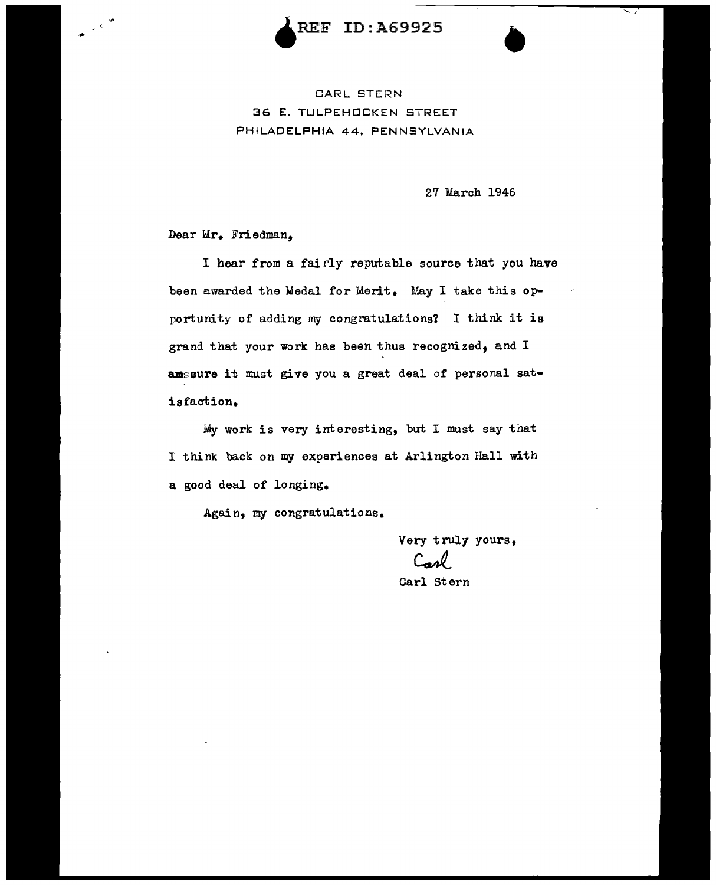CARL STERN
36 E. TULPEHOCKEN STREET
PHILADELPHIA 44, PENNSYLVANIA

27 March 1946

Dear Mr. Friedman,

I hear from a fairly reputable source that you have been awarded the Medal for Merit. May I take this opportunity of adding my congratulations? I think it is grand that your work has been thus recognized, and I amssure it must give you a great deal of personal satisfaction.

My work is very interesting, but I must say that I think back on my experiences at Arlington Hall with a good deal of longing.

Again, my congratulations.

Very truly yours,

Carl

Carl Stern